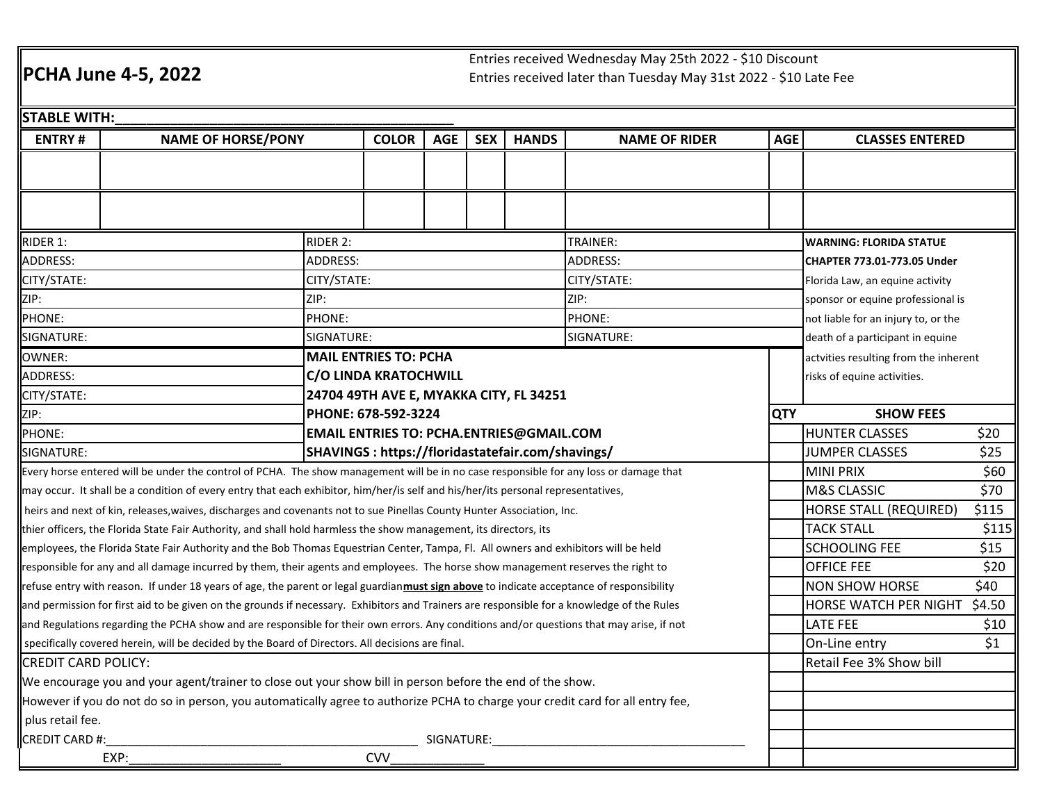# PCHA June 4-5, 2022

Entries received Wednesday May 25th 2022 - $10 Discount
Entries received later than Tuesday May 31st 2022 - $10 Late Fee

**STABLE WITH:**\_\_\_\_\_\_\_\_\_\_\_\_\_\_\_\_\_\_\_\_\_\_\_\_\_\_\_\_\_\_\_\_\_\_\_\_\_\_\_\_\_\_

| ENTRY # | NAME OF HORSE/PONY | COLOR | AGE | SEX | HANDS | NAME OF RIDER | AGE | CLASSES ENTERED |
|---|---|---|---|---|---|---|---|---|
| | | | | | | | | |
| | | | | | | | | |

| RIDER 1: | RIDER 2: | TRAINER: |
|---|---|---|
| ADDRESS: | ADDRESS: | ADDRESS: |
| CITY/STATE: | CITY/STATE: | CITY/STATE: |
| ZIP: | ZIP: | ZIP: |
| PHONE: | PHONE: | PHONE: |
| SIGNATURE: | SIGNATURE: | SIGNATURE: |

**WARNING: FLORIDA STATUE CHAPTER 773.01-773.05 Under** Florida Law, an equine activity sponsor or equine professional is not liable for an injury to, or the death of a participant in equine actvities resulting from the inherent risks of equine activities.

| OWNER: | |
|---|---|
| ADDRESS: | **MAIL ENTRIES TO: PCHA** |
| CITY/STATE: | **C/O LINDA KRATOCHWILL** |
| ZIP: | **24704 49TH AVE E, MYAKKA CITY, FL 34251** |
| PHONE: | **PHONE: 678-592-3224** |
| SIGNATURE: | **EMAIL ENTRIES TO: PCHA.ENTRIES@GMAIL.COM** |
| | **SHAVINGS : https://floridastatefair.com/shavings/** |

| QTY | SHOW FEES | |
|---|---|---|
| | HUNTER CLASSES | $20 |
| | JUMPER CLASSES | $25 |
| | MINI PRIX | $60 |
| | M&S CLASSIC | $70 |
| | HORSE STALL (REQUIRED) | $115 |
| | TACK STALL | $115 |
| | SCHOOLING FEE | $15 |
| | OFFICE FEE | $20 |
| | NON SHOW HORSE | $40 |
| | HORSE WATCH PER NIGHT | $4.50 |
| | LATE FEE | $10 |
| | On-Line entry | $1 |
| | Retail Fee 3% Show bill | |
| | | |
| | | |
| | | |
| | | |
| | | |

Every horse entered will be under the control of PCHA. The show management will be in no case responsible for any loss or damage that may occur. It shall be a condition of every entry that each exhibitor, him/her/is self and his/her/its personal representatives, heirs and next of kin, releases,waives, discharges and covenants not to sue Pinellas County Hunter Association, Inc. thier officers, the Florida State Fair Authority, and shall hold harmless the show management, its directors, its employees, the Florida State Fair Authority and the Bob Thomas Equestrian Center, Tampa, Fl. All owners and exhibitors will be held responsible for any and all damage incurred by them, their agents and employees. The horse show management reserves the right to refuse entry with reason. If under 18 years of age, the parent or legal guardian **must sign above** to indicate acceptance of responsibility and permission for first aid to be given on the grounds if necessary. Exhibitors and Trainers are responsible for a knowledge of the Rules and Regulations regarding the PCHA show and are responsible for their own errors. Any conditions and/or questions that may arise, if not specifically covered herein, will be decided by the Board of Directors. All decisions are final.

CREDIT CARD POLICY:

We encourage you and your agent/trainer to close out your show bill in person before the end of the show.
However if you do not do so in person, you automatically agree to authorize PCHA to charge your credit card for all entry fee, plus retail fee.

CREDIT CARD #:\_\_\_\_\_\_\_\_\_\_\_\_\_\_\_\_\_\_\_\_\_\_\_\_\_\_\_\_\_\_\_\_\_\_\_\_\_\_\_\_ SIGNATURE:\_\_\_\_\_\_\_\_\_\_\_\_\_\_\_\_\_\_\_\_\_\_\_\_\_\_\_\_\_\_\_\_\_\_\_\_

EXP:\_\_\_\_\_\_\_\_\_\_\_\_\_\_\_\_\_\_\_\_ CVV\_\_\_\_\_\_\_\_\_\_\_\_